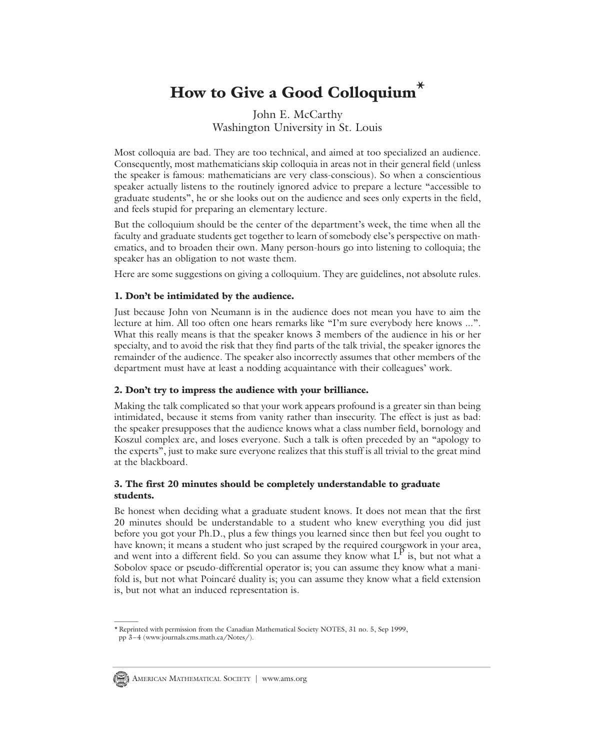# How to Give a Good Colloquium*

John E. McCarthy
Washington University in St. Louis

Most colloquia are bad. They are too technical, and aimed at too specialized an audience. Consequently, most mathematicians skip colloquia in areas not in their general field (unless the speaker is famous: mathematicians are very class-conscious). So when a conscientious speaker actually listens to the routinely ignored advice to prepare a lecture "accessible to graduate students", he or she looks out on the audience and sees only experts in the field, and feels stupid for preparing an elementary lecture.

But the colloquium should be the center of the department's week, the time when all the faculty and graduate students get together to learn of somebody else's perspective on mathematics, and to broaden their own. Many person-hours go into listening to colloquia; the speaker has an obligation to not waste them.

Here are some suggestions on giving a colloquium. They are guidelines, not absolute rules.

### 1. Don't be intimidated by the audience.

Just because John von Neumann is in the audience does not mean you have to aim the lecture at him. All too often one hears remarks like "I'm sure everybody here knows ...". What this really means is that the speaker knows 3 members of the audience in his or her specialty, and to avoid the risk that they find parts of the talk trivial, the speaker ignores the remainder of the audience. The speaker also incorrectly assumes that other members of the department must have at least a nodding acquaintance with their colleagues' work.

### 2. Don't try to impress the audience with your brilliance.

Making the talk complicated so that your work appears profound is a greater sin than being intimidated, because it stems from vanity rather than insecurity. The effect is just as bad: the speaker presupposes that the audience knows what a class number field, bornology and Koszul complex are, and loses everyone. Such a talk is often preceded by an "apology to the experts", just to make sure everyone realizes that this stuff is all trivial to the great mind at the blackboard.

### 3. The first 20 minutes should be completely understandable to graduate students.

Be honest when deciding what a graduate student knows. It does not mean that the first 20 minutes should be understandable to a student who knew everything you did just before you got your Ph.D., plus a few things you learned since then but feel you ought to have known; it means a student who just scraped by the required coursework in your area, and went into a different field. So you can assume they know what $L^p$ is, but not what a Sobolov space or pseudo-differential operator is; you can assume they know what a manifold is, but not what Poincaré duality is; you can assume they know what a field extension is, but not what an induced representation is.

---

* Reprinted with permission from the Canadian Mathematical Society NOTES, 31 no. 5, Sep 1999, pp 3–4 (www.journals.cms.math.ca/Notes/).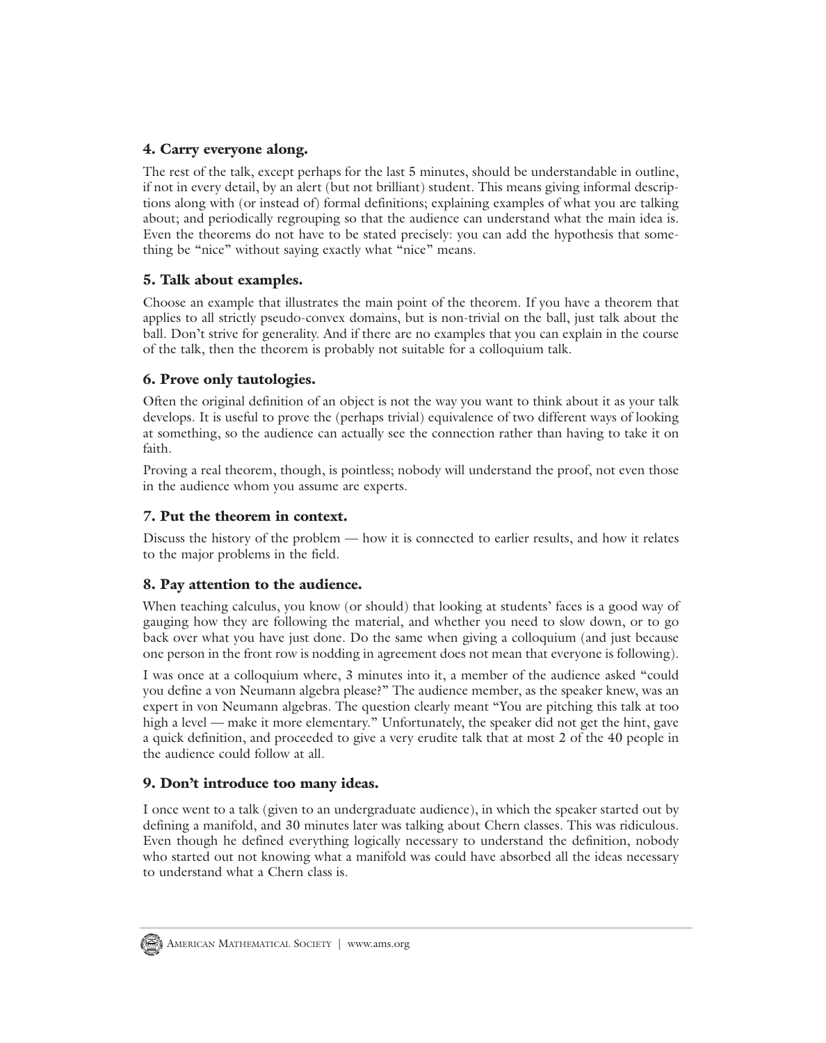### 4. Carry everyone along.

The rest of the talk, except perhaps for the last 5 minutes, should be understandable in outline, if not in every detail, by an alert (but not brilliant) student. This means giving informal descriptions along with (or instead of) formal definitions; explaining examples of what you are talking about; and periodically regrouping so that the audience can understand what the main idea is. Even the theorems do not have to be stated precisely: you can add the hypothesis that something be "nice" without saying exactly what "nice" means.

### 5. Talk about examples.

Choose an example that illustrates the main point of the theorem. If you have a theorem that applies to all strictly pseudo-convex domains, but is non-trivial on the ball, just talk about the ball. Don't strive for generality. And if there are no examples that you can explain in the course of the talk, then the theorem is probably not suitable for a colloquium talk.

### 6. Prove only tautologies.

Often the original definition of an object is not the way you want to think about it as your talk develops. It is useful to prove the (perhaps trivial) equivalence of two different ways of looking at something, so the audience can actually see the connection rather than having to take it on faith.

Proving a real theorem, though, is pointless; nobody will understand the proof, not even those in the audience whom you assume are experts.

### 7. Put the theorem in context.

Discuss the history of the problem — how it is connected to earlier results, and how it relates to the major problems in the field.

### 8. Pay attention to the audience.

When teaching calculus, you know (or should) that looking at students' faces is a good way of gauging how they are following the material, and whether you need to slow down, or to go back over what you have just done. Do the same when giving a colloquium (and just because one person in the front row is nodding in agreement does not mean that everyone is following).

I was once at a colloquium where, 3 minutes into it, a member of the audience asked "could you define a von Neumann algebra please?" The audience member, as the speaker knew, was an expert in von Neumann algebras. The question clearly meant "You are pitching this talk at too high a level — make it more elementary." Unfortunately, the speaker did not get the hint, gave a quick definition, and proceeded to give a very erudite talk that at most 2 of the 40 people in the audience could follow at all.

### 9. Don't introduce too many ideas.

I once went to a talk (given to an undergraduate audience), in which the speaker started out by defining a manifold, and 30 minutes later was talking about Chern classes. This was ridiculous. Even though he defined everything logically necessary to understand the definition, nobody who started out not knowing what a manifold was could have absorbed all the ideas necessary to understand what a Chern class is.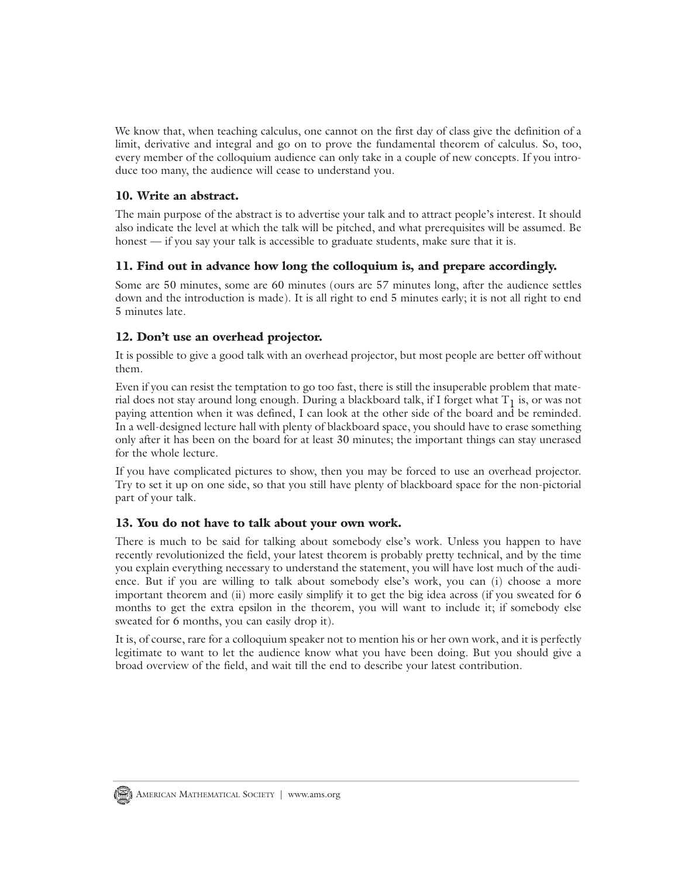We know that, when teaching calculus, one cannot on the first day of class give the definition of a limit, derivative and integral and go on to prove the fundamental theorem of calculus. So, too, every member of the colloquium audience can only take in a couple of new concepts. If you introduce too many, the audience will cease to understand you.

### 10. Write an abstract.

The main purpose of the abstract is to advertise your talk and to attract people's interest. It should also indicate the level at which the talk will be pitched, and what prerequisites will be assumed. Be honest — if you say your talk is accessible to graduate students, make sure that it is.

### 11. Find out in advance how long the colloquium is, and prepare accordingly.

Some are 50 minutes, some are 60 minutes (ours are 57 minutes long, after the audience settles down and the introduction is made). It is all right to end 5 minutes early; it is not all right to end 5 minutes late.

### 12. Don't use an overhead projector.

It is possible to give a good talk with an overhead projector, but most people are better off without them.

Even if you can resist the temptation to go too fast, there is still the insuperable problem that material does not stay around long enough. During a blackboard talk, if I forget what $T_1$ is, or was not paying attention when it was defined, I can look at the other side of the board and be reminded. In a well-designed lecture hall with plenty of blackboard space, you should have to erase something only after it has been on the board for at least 30 minutes; the important things can stay unerased for the whole lecture.

If you have complicated pictures to show, then you may be forced to use an overhead projector. Try to set it up on one side, so that you still have plenty of blackboard space for the non-pictorial part of your talk.

### 13. You do not have to talk about your own work.

There is much to be said for talking about somebody else's work. Unless you happen to have recently revolutionized the field, your latest theorem is probably pretty technical, and by the time you explain everything necessary to understand the statement, you will have lost much of the audience. But if you are willing to talk about somebody else's work, you can (i) choose a more important theorem and (ii) more easily simplify it to get the big idea across (if you sweated for 6 months to get the extra epsilon in the theorem, you will want to include it; if somebody else sweated for 6 months, you can easily drop it).

It is, of course, rare for a colloquium speaker not to mention his or her own work, and it is perfectly legitimate to want to let the audience know what you have been doing. But you should give a broad overview of the field, and wait till the end to describe your latest contribution.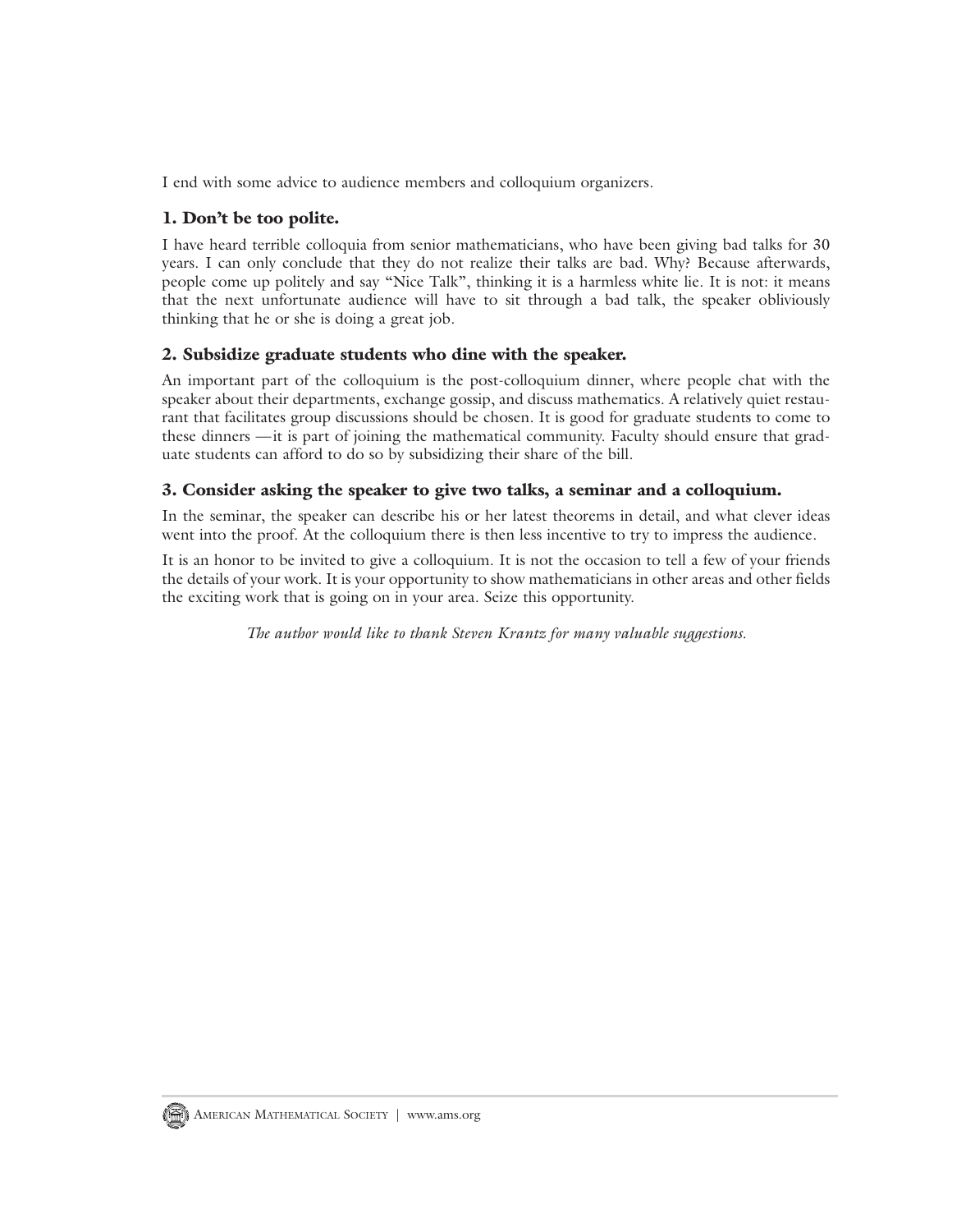I end with some advice to audience members and colloquium organizers.

### 1. Don't be too polite.

I have heard terrible colloquia from senior mathematicians, who have been giving bad talks for 30 years. I can only conclude that they do not realize their talks are bad. Why? Because afterwards, people come up politely and say "Nice Talk", thinking it is a harmless white lie. It is not: it means that the next unfortunate audience will have to sit through a bad talk, the speaker obliviously thinking that he or she is doing a great job.

### 2. Subsidize graduate students who dine with the speaker.

An important part of the colloquium is the post-colloquium dinner, where people chat with the speaker about their departments, exchange gossip, and discuss mathematics. A relatively quiet restaurant that facilitates group discussions should be chosen. It is good for graduate students to come to these dinners —it is part of joining the mathematical community. Faculty should ensure that graduate students can afford to do so by subsidizing their share of the bill.

### 3. Consider asking the speaker to give two talks, a seminar and a colloquium.

In the seminar, the speaker can describe his or her latest theorems in detail, and what clever ideas went into the proof. At the colloquium there is then less incentive to try to impress the audience.

It is an honor to be invited to give a colloquium. It is not the occasion to tell a few of your friends the details of your work. It is your opportunity to show mathematicians in other areas and other fields the exciting work that is going on in your area. Seize this opportunity.

*The author would like to thank Steven Krantz for many valuable suggestions.*